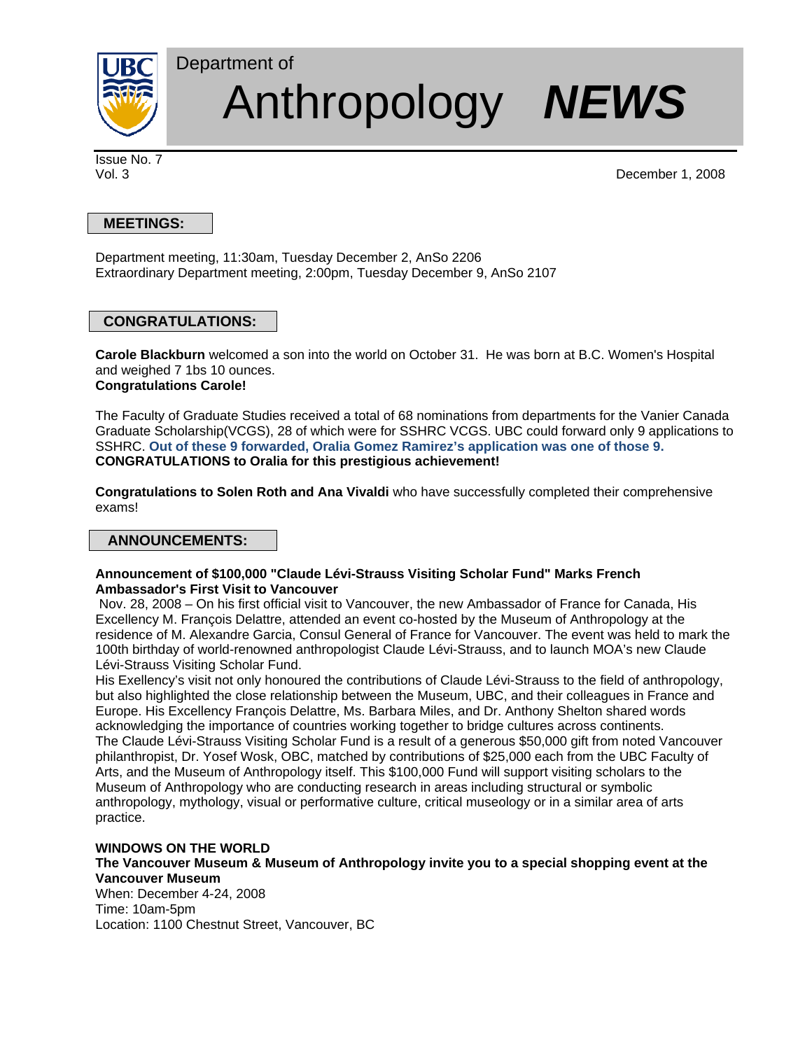# Department of Anthropology *NEWS*

Issue No. 7
Vol. 3

December 1, 2008

## MEETINGS:

Department meeting, 11:30am, Tuesday December 2, AnSo 2206
Extraordinary Department meeting, 2:00pm, Tuesday December 9, AnSo 2107

## CONGRATULATIONS:

**Carole Blackburn** welcomed a son into the world on October 31. He was born at B.C. Women's Hospital and weighed 7 1bs 10 ounces.
**Congratulations Carole!**

The Faculty of Graduate Studies received a total of 68 nominations from departments for the Vanier Canada Graduate Scholarship(VCGS), 28 of which were for SSHRC VCGS. UBC could forward only 9 applications to SSHRC. **Out of these 9 forwarded, Oralia Gomez Ramirez's application was one of those 9.**
**CONGRATULATIONS to Oralia for this prestigious achievement!**

**Congratulations to Solen Roth and Ana Vivaldi** who have successfully completed their comprehensive exams!

## ANNOUNCEMENTS:

**Announcement of $100,000 "Claude Lévi-Strauss Visiting Scholar Fund" Marks French Ambassador's First Visit to Vancouver**

Nov. 28, 2008 – On his first official visit to Vancouver, the new Ambassador of France for Canada, His Excellency M. François Delattre, attended an event co-hosted by the Museum of Anthropology at the residence of M. Alexandre Garcia, Consul General of France for Vancouver. The event was held to mark the 100th birthday of world-renowned anthropologist Claude Lévi-Strauss, and to launch MOA's new Claude Lévi-Strauss Visiting Scholar Fund.

His Excellency's visit not only honoured the contributions of Claude Lévi-Strauss to the field of anthropology, but also highlighted the close relationship between the Museum, UBC, and their colleagues in France and Europe. His Excellency François Delattre, Ms. Barbara Miles, and Dr. Anthony Shelton shared words acknowledging the importance of countries working together to bridge cultures across continents.

The Claude Lévi-Strauss Visiting Scholar Fund is a result of a generous $50,000 gift from noted Vancouver philanthropist, Dr. Yosef Wosk, OBC, matched by contributions of $25,000 each from the UBC Faculty of Arts, and the Museum of Anthropology itself. This $100,000 Fund will support visiting scholars to the Museum of Anthropology who are conducting research in areas including structural or symbolic anthropology, mythology, visual or performative culture, critical museology or in a similar area of arts practice.

**WINDOWS ON THE WORLD**
**The Vancouver Museum & Museum of Anthropology invite you to a special shopping event at the Vancouver Museum**
When: December 4-24, 2008
Time: 10am-5pm
Location: 1100 Chestnut Street, Vancouver, BC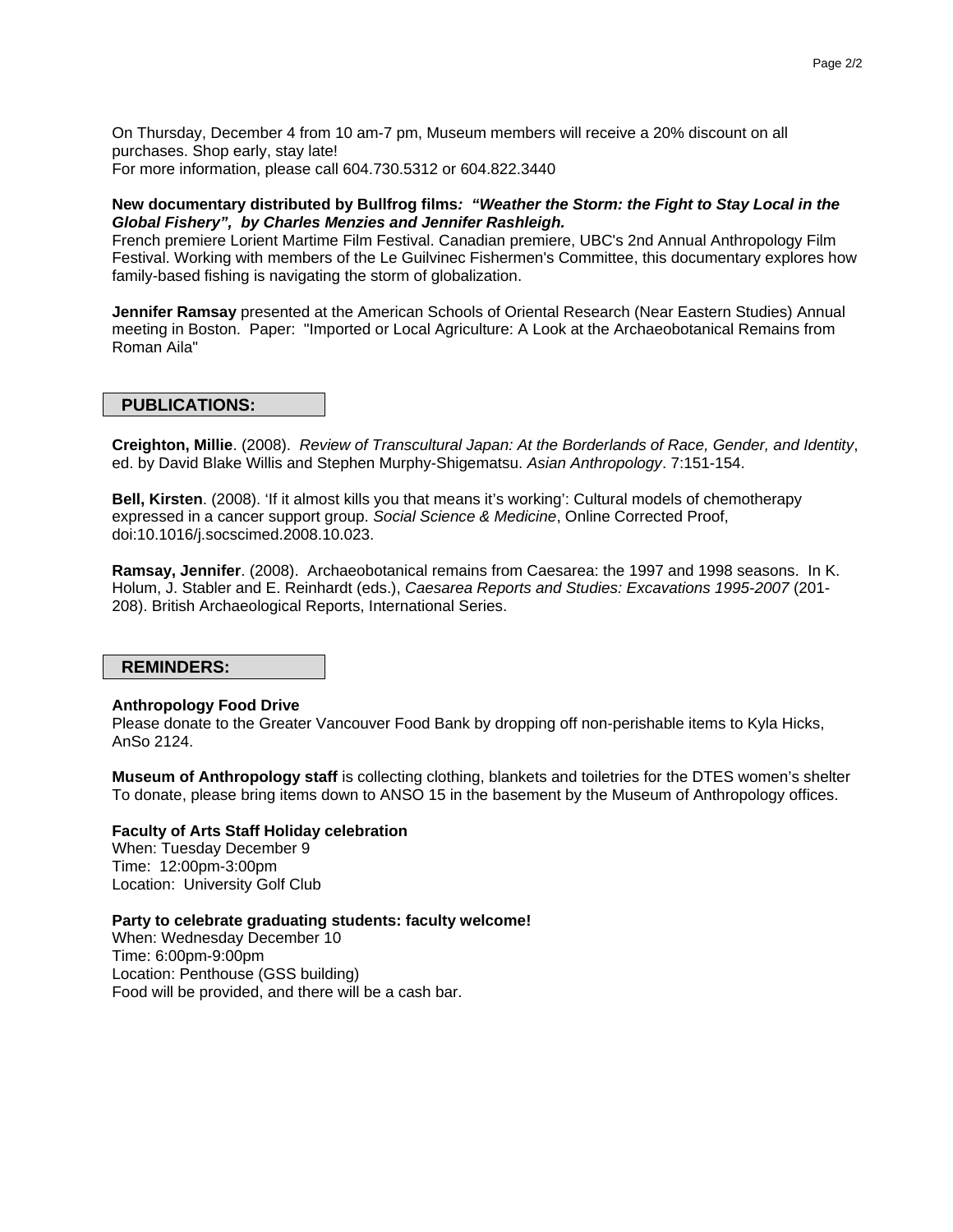On Thursday, December 4 from 10 am-7 pm, Museum members will receive a 20% discount on all purchases. Shop early, stay late!
For more information, please call 604.730.5312 or 604.822.3440

**New documentary distributed by Bullfrog films*: “Weather the Storm: the Fight to Stay Local in the Global Fishery”, by Charles Menzies and Jennifer Rashleigh.***
French premiere Lorient Martime Film Festival. Canadian premiere, UBC's 2nd Annual Anthropology Film Festival. Working with members of the Le Guilvinec Fishermen's Committee, this documentary explores how family-based fishing is navigating the storm of globalization.

**Jennifer Ramsay** presented at the American Schools of Oriental Research (Near Eastern Studies) Annual meeting in Boston. Paper: "Imported or Local Agriculture: A Look at the Archaeobotanical Remains from Roman Aila"

## PUBLICATIONS:

**Creighton, Millie**. (2008). *Review of Transcultural Japan: At the Borderlands of Race, Gender, and Identity*, ed. by David Blake Willis and Stephen Murphy-Shigematsu. *Asian Anthropology*. 7:151-154.

**Bell, Kirsten**. (2008). ‘If it almost kills you that means it’s working’: Cultural models of chemotherapy expressed in a cancer support group. *Social Science & Medicine*, Online Corrected Proof, doi:10.1016/j.socscimed.2008.10.023.

**Ramsay, Jennifer**. (2008). Archaeobotanical remains from Caesarea: the 1997 and 1998 seasons. In K. Holum, J. Stabler and E. Reinhardt (eds.), *Caesarea Reports and Studies: Excavations 1995-2007* (201-208). British Archaeological Reports, International Series.

## REMINDERS:

**Anthropology Food Drive**
Please donate to the Greater Vancouver Food Bank by dropping off non-perishable items to Kyla Hicks, AnSo 2124.

**Museum of Anthropology staff** is collecting clothing, blankets and toiletries for the DTES women’s shelter To donate, please bring items down to ANSO 15 in the basement by the Museum of Anthropology offices.

**Faculty of Arts Staff Holiday celebration**
When: Tuesday December 9
Time: 12:00pm-3:00pm
Location: University Golf Club

**Party to celebrate graduating students: faculty welcome!**
When: Wednesday December 10
Time: 6:00pm-9:00pm
Location: Penthouse (GSS building)
Food will be provided, and there will be a cash bar.